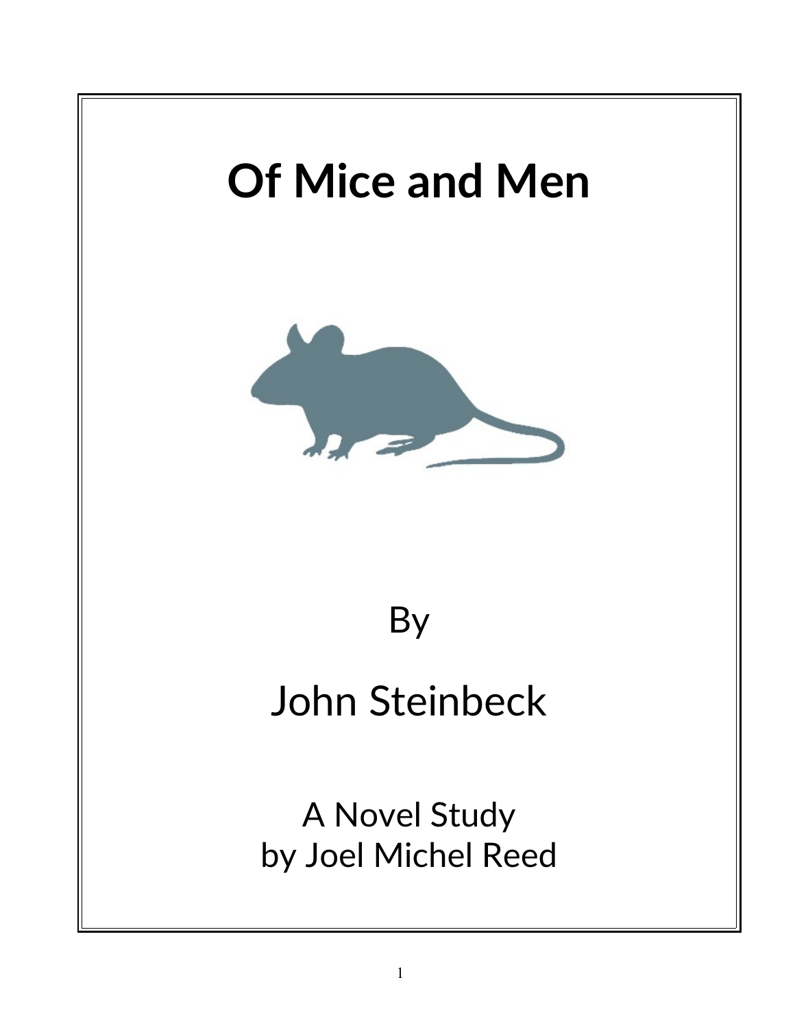# Of Mice and Men

By

John Steinbeck

A Novel Study
by Joel Michel Reed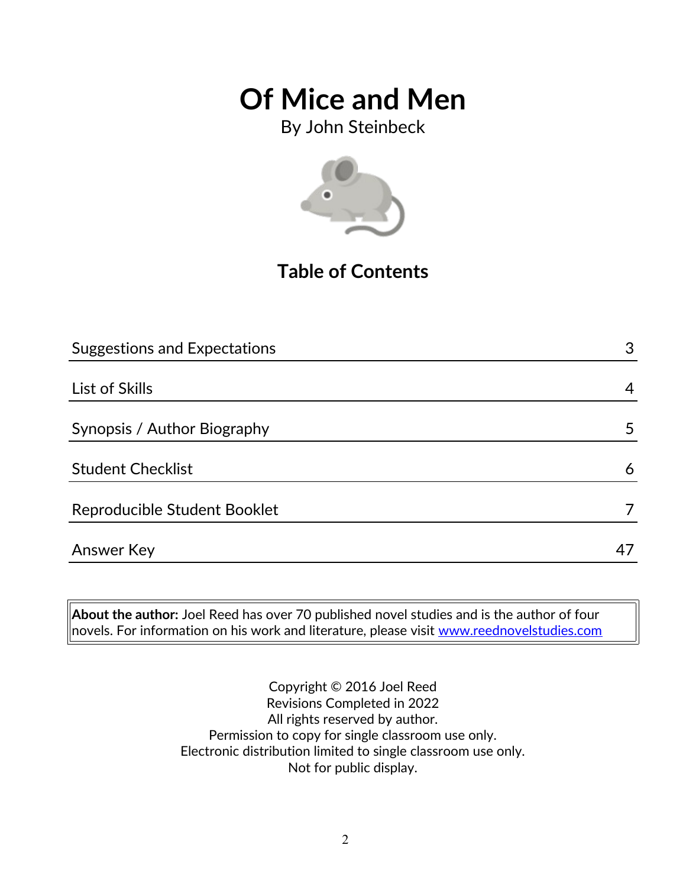# Of Mice and Men

By John Steinbeck

## Table of Contents

| | |
|---|---|
| Suggestions and Expectations | 3 |
| List of Skills | 4 |
| Synopsis / Author Biography | 5 |
| Student Checklist | 6 |
| Reproducible Student Booklet | 7 |
| Answer Key | 47 |

**About the author:** Joel Reed has over 70 published novel studies and is the author of four novels. For information on his work and literature, please visit www.reednovelstudies.com

Copyright © 2016 Joel Reed
Revisions Completed in 2022
All rights reserved by author.
Permission to copy for single classroom use only.
Electronic distribution limited to single classroom use only.
Not for public display.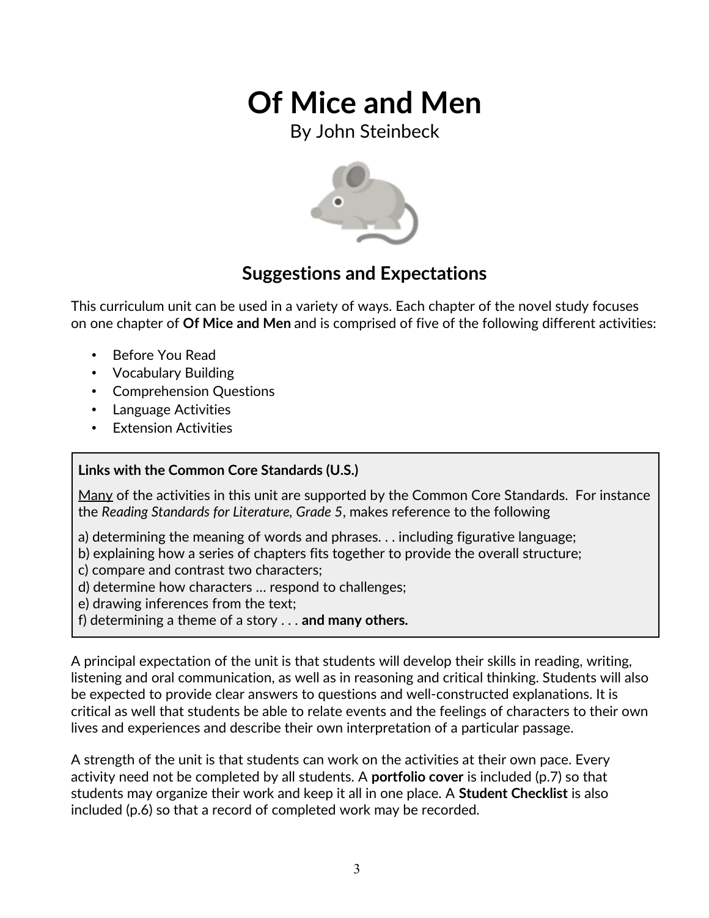# Of Mice and Men

By John Steinbeck

## Suggestions and Expectations

This curriculum unit can be used in a variety of ways. Each chapter of the novel study focuses on one chapter of **Of Mice and Men** and is comprised of five of the following different activities:

- Before You Read
- Vocabulary Building
- Comprehension Questions
- Language Activities
- Extension Activities

**Links with the Common Core Standards (U.S.)**

<u>Many</u> of the activities in this unit are supported by the Common Core Standards. For instance the *Reading Standards for Literature, Grade 5*, makes reference to the following

a) determining the meaning of words and phrases. . . including figurative language;
b) explaining how a series of chapters fits together to provide the overall structure;
c) compare and contrast two characters;
d) determine how characters … respond to challenges;
e) drawing inferences from the text;
f) determining a theme of a story . . . **and many others.**

A principal expectation of the unit is that students will develop their skills in reading, writing, listening and oral communication, as well as in reasoning and critical thinking. Students will also be expected to provide clear answers to questions and well-constructed explanations. It is critical as well that students be able to relate events and the feelings of characters to their own lives and experiences and describe their own interpretation of a particular passage.

A strength of the unit is that students can work on the activities at their own pace. Every activity need not be completed by all students. A **portfolio cover** is included (p.7) so that students may organize their work and keep it all in one place. A **Student Checklist** is also included (p.6) so that a record of completed work may be recorded.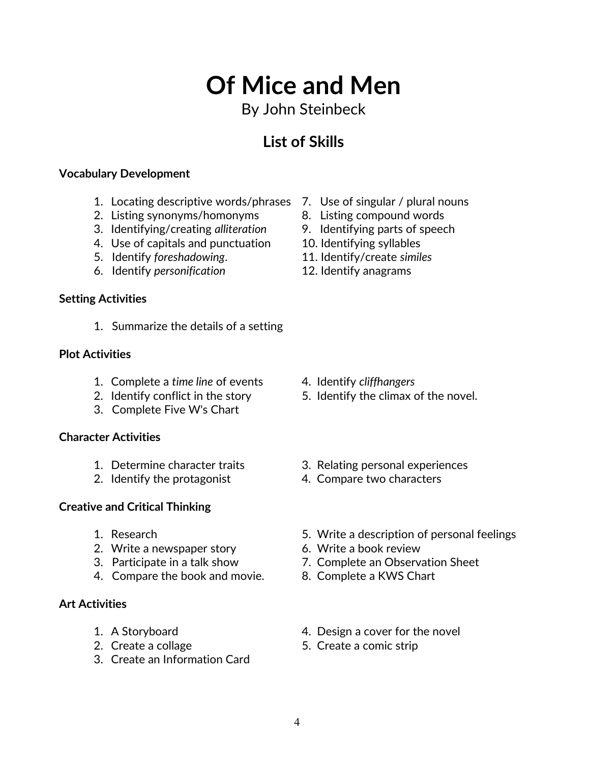# Of Mice and Men

By John Steinbeck

## List of Skills

**Vocabulary Development**

1. Locating descriptive words/phrases
2. Listing synonyms/homonyms
3. Identifying/creating *alliteration*
4. Use of capitals and punctuation
5. Identify *foreshadowing*.
6. Identify *personification*
7. Use of singular / plural nouns
8. Listing compound words
9. Identifying parts of speech
10. Identifying syllables
11. Identify/create *similes*
12. Identify anagrams

**Setting Activities**

1. Summarize the details of a setting

**Plot Activities**

1. Complete a *time line* of events
2. Identify conflict in the story
3. Complete Five W's Chart
4. Identify *cliffhangers*
5. Identify the climax of the novel.

**Character Activities**

1. Determine character traits
2. Identify the protagonist
3. Relating personal experiences
4. Compare two characters

**Creative and Critical Thinking**

1. Research
2. Write a newspaper story
3. Participate in a talk show
4. Compare the book and movie.
5. Write a description of personal feelings
6. Write a book review
7. Complete an Observation Sheet
8. Complete a KWS Chart

**Art Activities**

1. A Storyboard
2. Create a collage
3. Create an Information Card
4. Design a cover for the novel
5. Create a comic strip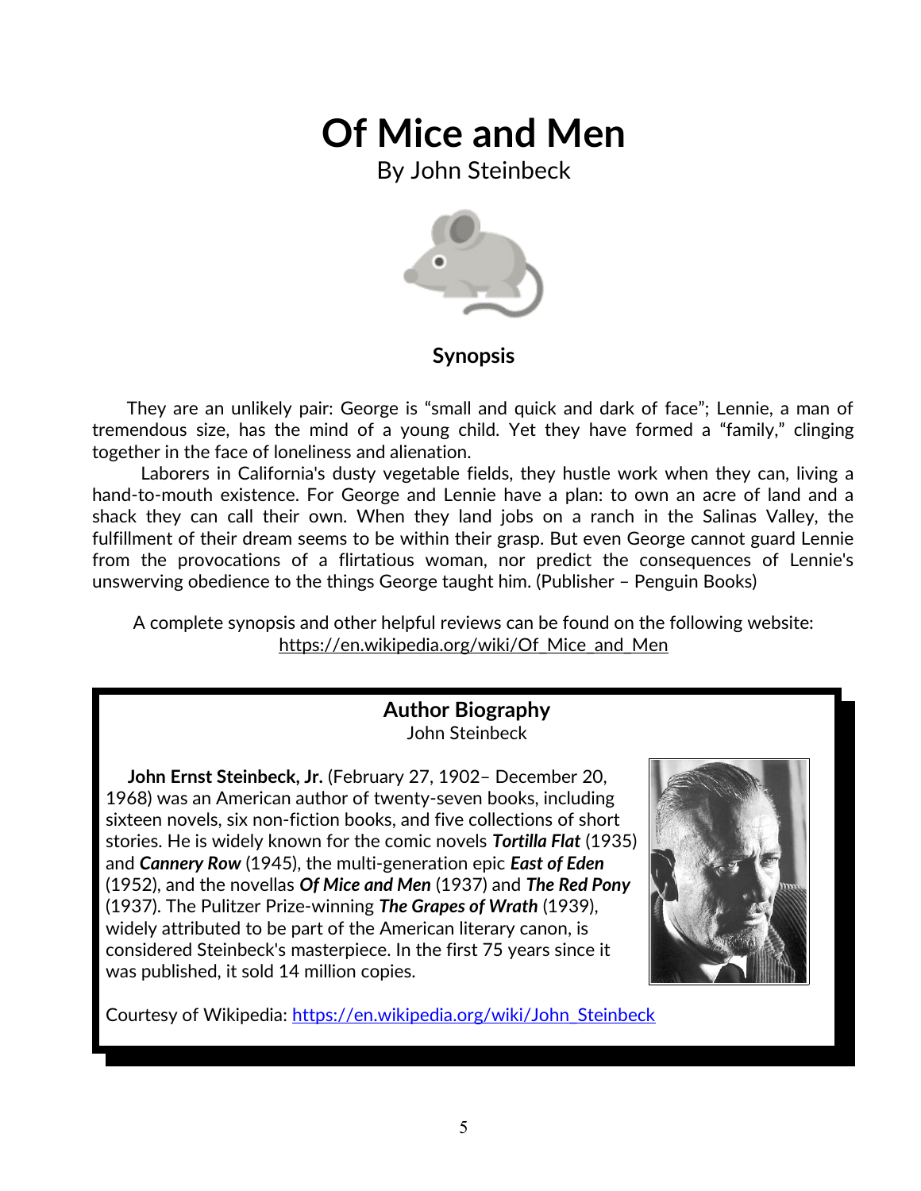# Of Mice and Men

By John Steinbeck

### Synopsis

They are an unlikely pair: George is “small and quick and dark of face”; Lennie, a man of tremendous size, has the mind of a young child. Yet they have formed a “family,” clinging together in the face of loneliness and alienation.

Laborers in California's dusty vegetable fields, they hustle work when they can, living a hand-to-mouth existence. For George and Lennie have a plan: to own an acre of land and a shack they can call their own. When they land jobs on a ranch in the Salinas Valley, the fulfillment of their dream seems to be within their grasp. But even George cannot guard Lennie from the provocations of a flirtatious woman, nor predict the consequences of Lennie's unswerving obedience to the things George taught him. (Publisher – Penguin Books)

A complete synopsis and other helpful reviews can be found on the following website: https://en.wikipedia.org/wiki/Of_Mice_and_Men

### Author Biography

John Steinbeck

**John Ernst Steinbeck, Jr.** (February 27, 1902– December 20, 1968) was an American author of twenty-seven books, including sixteen novels, six non-fiction books, and five collections of short stories. He is widely known for the comic novels ***Tortilla Flat*** (1935) and ***Cannery Row*** (1945), the multi-generation epic ***East of Eden*** (1952), and the novellas ***Of Mice and Men*** (1937) and ***The Red Pony*** (1937). The Pulitzer Prize-winning ***The Grapes of Wrath*** (1939), widely attributed to be part of the American literary canon, is considered Steinbeck's masterpiece. In the first 75 years since it was published, it sold 14 million copies.

Courtesy of Wikipedia: https://en.wikipedia.org/wiki/John_Steinbeck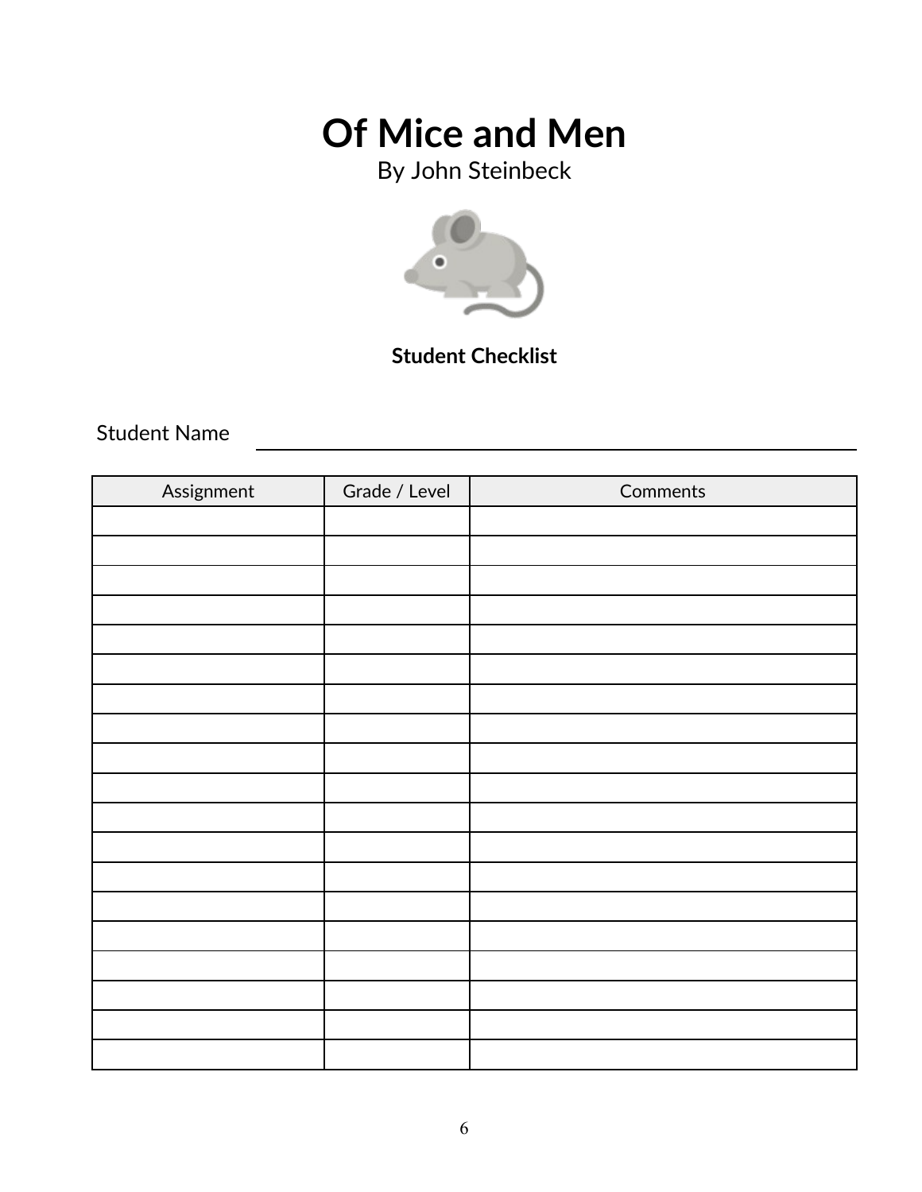# Of Mice and Men

By John Steinbeck

**Student Checklist**

Student Name ______________________________

| Assignment | Grade / Level | Comments |
|---|---|---|
| | | |
| | | |
| | | |
| | | |
| | | |
| | | |
| | | |
| | | |
| | | |
| | | |
| | | |
| | | |
| | | |
| | | |
| | | |
| | | |
| | | |
| | | |
| | | |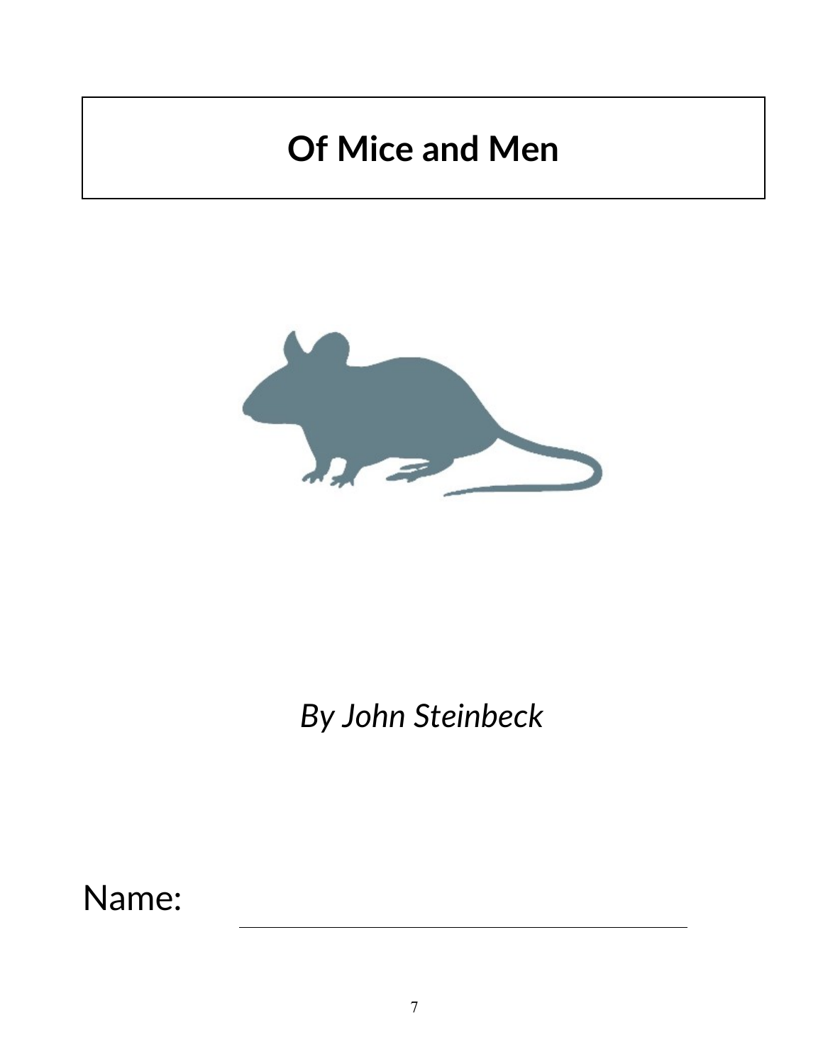# Of Mice and Men

*By John Steinbeck*

Name: ______________________________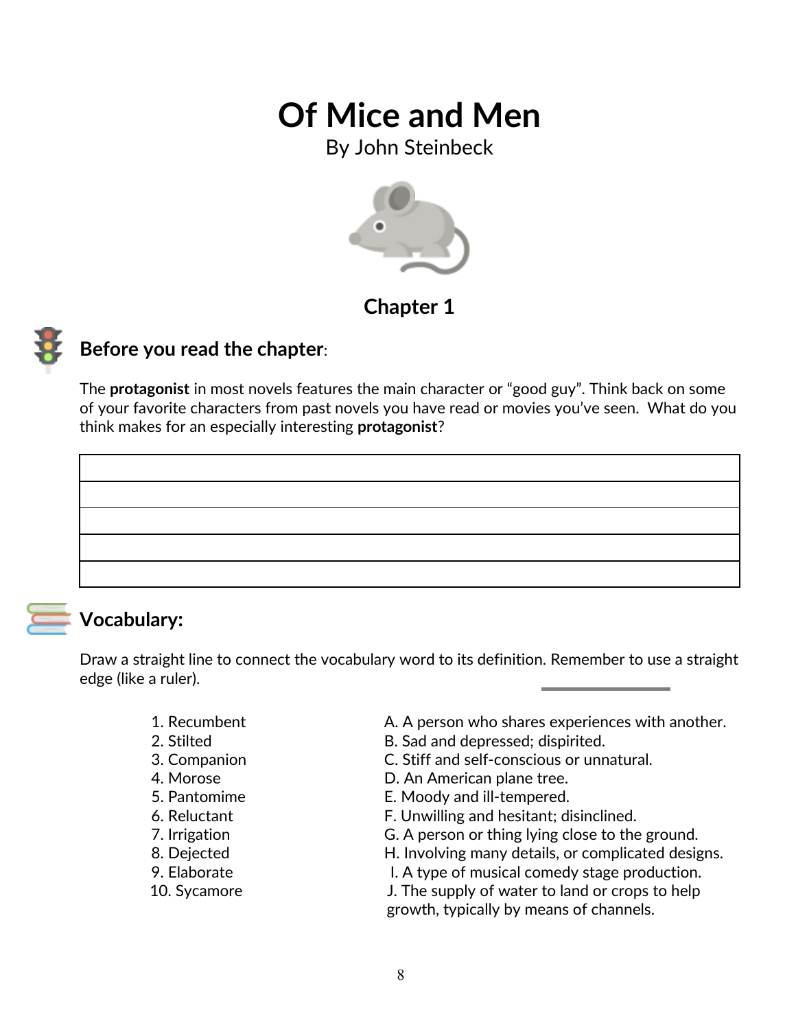# Of Mice and Men

By John Steinbeck

## Chapter 1

### Before you read the chapter:

The **protagonist** in most novels features the main character or "good guy". Think back on some of your favorite characters from past novels you have read or movies you've seen. What do you think makes for an especially interesting **protagonist**?

| |
|---|
| |
| |
| |
| |
| |

### Vocabulary:

Draw a straight line to connect the vocabulary word to its definition. Remember to use a straight edge (like a ruler).

| | |
|---|---|
| 1. Recumbent | A. A person who shares experiences with another. |
| 2. Stilted | B. Sad and depressed; dispirited. |
| 3. Companion | C. Stiff and self-conscious or unnatural. |
| 4. Morose | D. An American plane tree. |
| 5. Pantomime | E. Moody and ill-tempered. |
| 6. Reluctant | F. Unwilling and hesitant; disinclined. |
| 7. Irrigation | G. A person or thing lying close to the ground. |
| 8. Dejected | H. Involving many details, or complicated designs. |
| 9. Elaborate | I. A type of musical comedy stage production. |
| 10. Sycamore | J. The supply of water to land or crops to help growth, typically by means of channels. |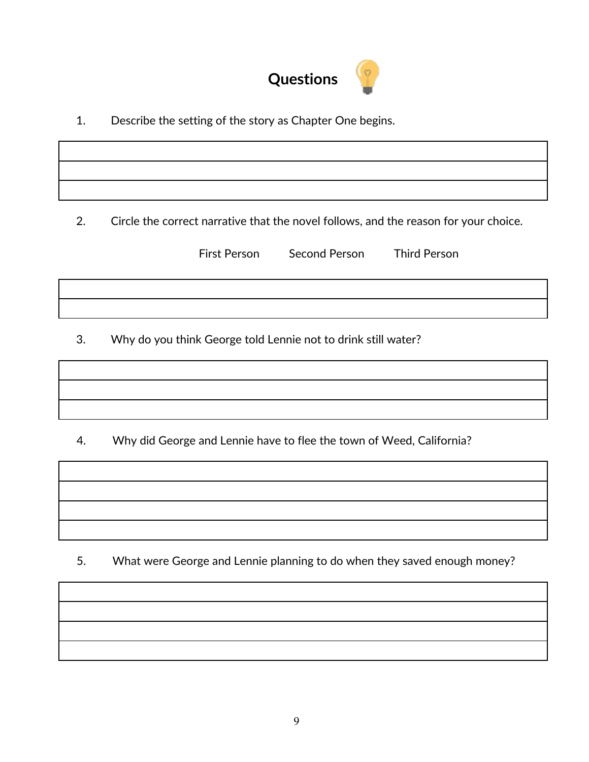# Questions

1. Describe the setting of the story as Chapter One begins.

2. Circle the correct narrative that the novel follows, and the reason for your choice.

   First Person    Second Person    Third Person

3. Why do you think George told Lennie not to drink still water?

4. Why did George and Lennie have to flee the town of Weed, California?

5. What were George and Lennie planning to do when they saved enough money?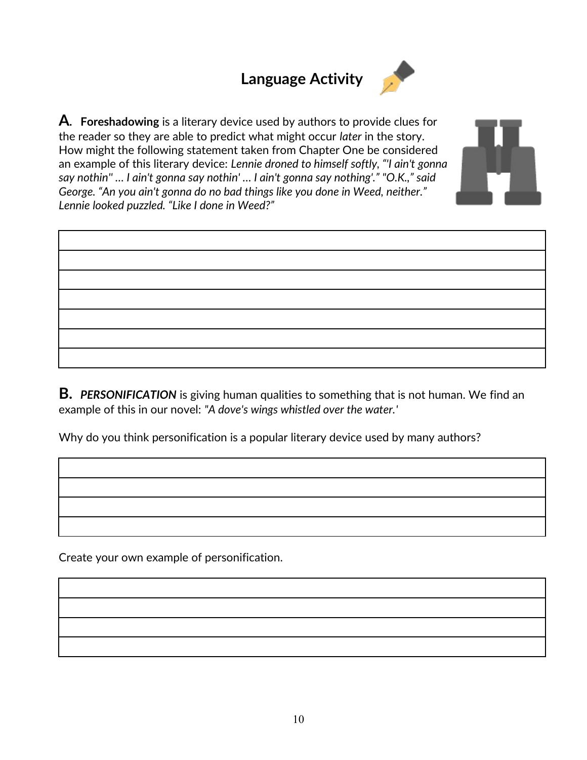# Language Activity

**A.** **Foreshadowing** is a literary device used by authors to provide clues for the reader so they are able to predict what might occur *later* in the story. How might the following statement taken from Chapter One be considered an example of this literary device: *Lennie droned to himself softly, "'I ain't gonna say nothin'' ... I ain't gonna say nothin' ... I ain't gonna say nothing'." "O.K.," said George. "An you ain't gonna do no bad things like you done in Weed, neither." Lennie looked puzzled. "Like I done in Weed?"*

**B.** ***PERSONIFICATION*** is giving human qualities to something that is not human. We find an example of this in our novel: *"A dove's wings whistled over the water.'*

Why do you think personification is a popular literary device used by many authors?

Create your own example of personification.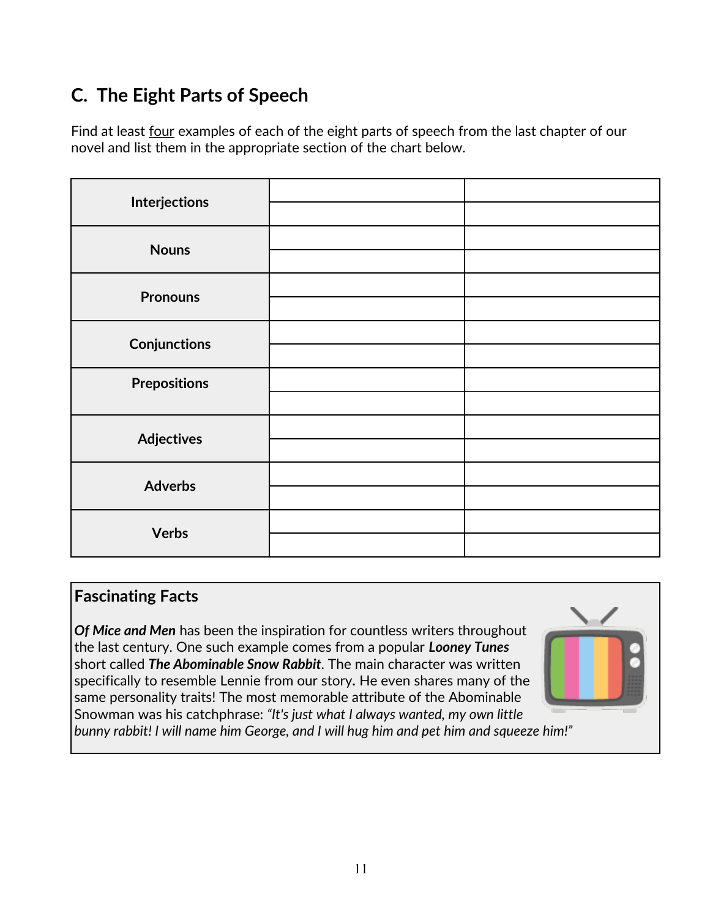## C. The Eight Parts of Speech

Find at least <u>four</u> examples of each of the eight parts of speech from the last chapter of our novel and list them in the appropriate section of the chart below.

| | | |
|---|---|---|
| **Interjections** | | |
| | | |
| **Nouns** | | |
| | | |
| **Pronouns** | | |
| | | |
| **Conjunctions** | | |
| | | |
| **Prepositions** | | |
| | | |
| **Adjectives** | | |
| | | |
| **Adverbs** | | |
| | | |
| **Verbs** | | |
| | | |

### Fascinating Facts

***Of Mice and Men*** has been the inspiration for countless writers throughout the last century. One such example comes from a popular ***Looney Tunes*** short called ***The Abominable Snow Rabbit***. The main character was written specifically to resemble Lennie from our story**.** He even shares many of the same personality traits! The most memorable attribute of the Abominable Snowman was his catchphrase: *"It's just what I always wanted, my own little bunny rabbit! I will name him George, and I will hug him and pet him and squeeze him!"*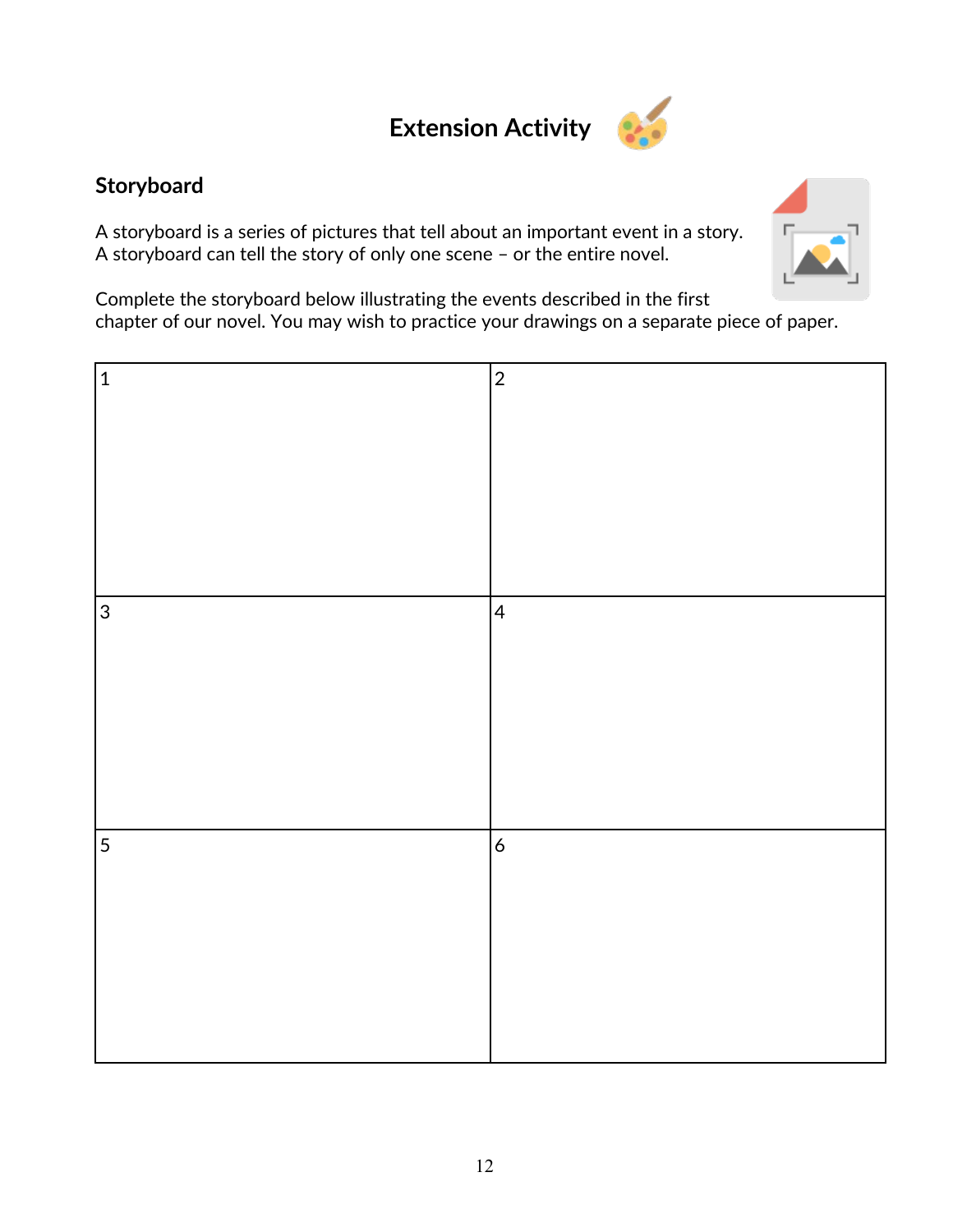# Extension Activity

## Storyboard

A storyboard is a series of pictures that tell about an important event in a story. A storyboard can tell the story of only one scene – or the entire novel.

Complete the storyboard below illustrating the events described in the first chapter of our novel. You may wish to practice your drawings on a separate piece of paper.

| | |
|---|---|
| 1 | 2 |
| 3 | 4 |
| 5 | 6 |